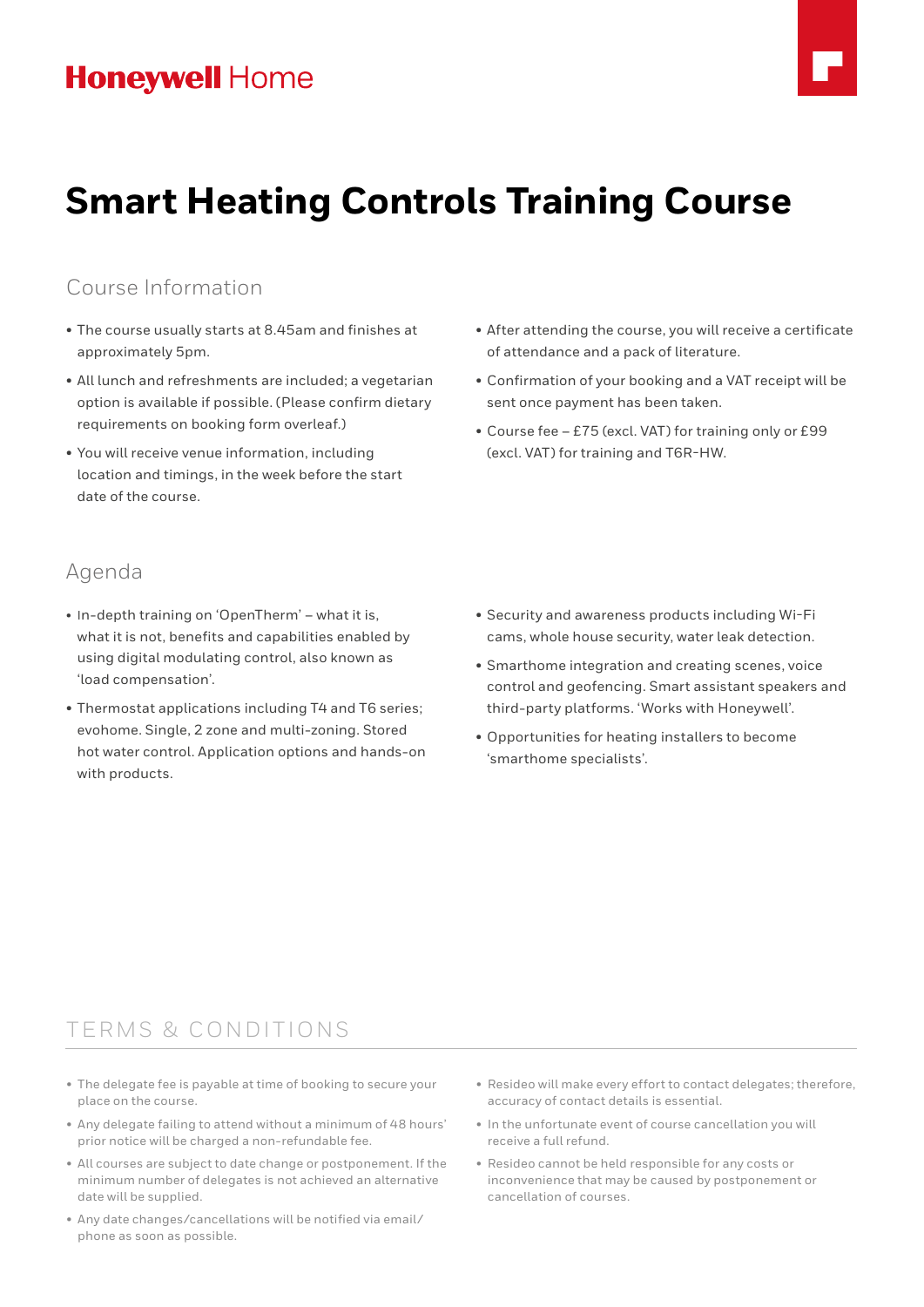Honeywell Home

# Smart Heating Controls Training Course

## Course Information

- The course usually starts at 8.45am and finishes at approximately 5pm.
- All lunch and refreshments are included; a vegetarian option is available if possible. (Please confirm dietary requirements on booking form overleaf.)
- You will receive venue information, including location and timings, in the week before the start date of the course.
- After attending the course, you will receive a certificate of attendance and a pack of literature.
- Confirmation of your booking and a VAT receipt will be sent once payment has been taken.
- Course fee – £75 (excl. VAT) for training only or £99 (excl. VAT) for training and T6R-HW.

## Agenda

- In-depth training on 'OpenTherm' – what it is, what it is not, benefits and capabilities enabled by using digital modulating control, also known as 'load compensation'.
- Thermostat applications including T4 and T6 series; evohome. Single, 2 zone and multi-zoning. Stored hot water control. Application options and hands-on with products.
- Security and awareness products including Wi-Fi cams, whole house security, water leak detection.
- Smarthome integration and creating scenes, voice control and geofencing. Smart assistant speakers and third-party platforms. 'Works with Honeywell'.
- Opportunities for heating installers to become 'smarthome specialists'.

## TERMS & CONDITIONS

- The delegate fee is payable at time of booking to secure your place on the course.
- Any delegate failing to attend without a minimum of 48 hours' prior notice will be charged a non-refundable fee.
- All courses are subject to date change or postponement. If the minimum number of delegates is not achieved an alternative date will be supplied.
- Any date changes/cancellations will be notified via email/phone as soon as possible.
- Resideo will make every effort to contact delegates; therefore, accuracy of contact details is essential.
- In the unfortunate event of course cancellation you will receive a full refund.
- Resideo cannot be held responsible for any costs or inconvenience that may be caused by postponement or cancellation of courses.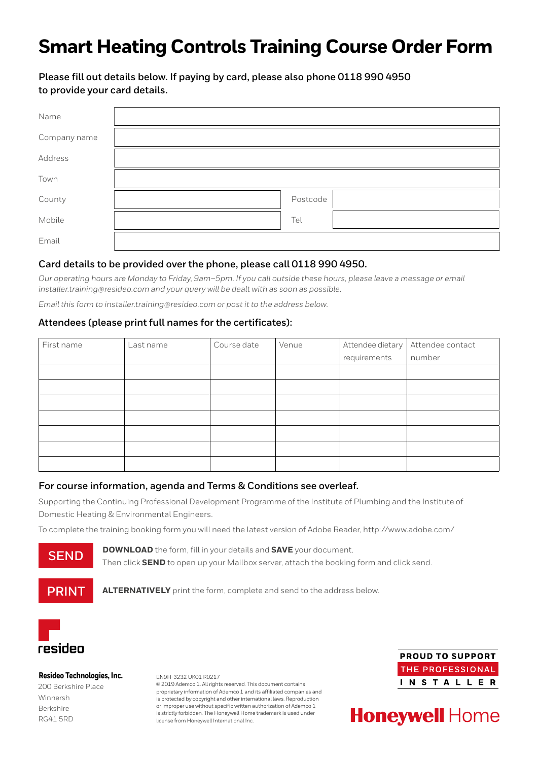# Smart Heating Controls Training Course Order Form

**Please fill out details below. If paying by card, please also phone 0118 990 4950 to provide your card details.**

| | | | |
|---|---|---|---|
| Name | | | |
| Company name | | | |
| Address | | | |
| Town | | | |
| County | | Postcode | |
| Mobile | | Tel | |
| Email | | | |

### Card details to be provided over the phone, please call 0118 990 4950.

*Our operating hours are Monday to Friday, 9am–5pm. If you call outside these hours, please leave a message or email installer.training@resideo.com and your query will be dealt with as soon as possible.*

*Email this form to installer.training@resideo.com or post it to the address below.*

### Attendees (please print full names for the certificates):

| First name | Last name | Course date | Venue | Attendee dietary requirements | Attendee contact number |
|---|---|---|---|---|---|
| | | | | | |
| | | | | | |
| | | | | | |
| | | | | | |
| | | | | | |
| | | | | | |
| | | | | | |

### For course information, agenda and Terms & Conditions see overleaf.

Supporting the Continuing Professional Development Programme of the Institute of Plumbing and the Institute of Domestic Heating & Environmental Engineers.

To complete the training booking form you will need the latest version of Adobe Reader, http://www.adobe.com/

SEND

**DOWNLOAD** the form, fill in your details and **SAVE** your document.
Then click **SEND** to open up your Mailbox server, attach the booking form and click send.

PRINT

**ALTERNATIVELY** print the form, complete and send to the address below.

resideo

**Resideo Technologies, Inc.**
200 Berkshire Place
Winnersh
Berkshire
RG41 5RD

EN9H-3232 UK01 R0217
© 2019 Ademco 1. All rights reserved. This document contains proprietary information of Ademco 1 and its affiliated companies and is protected by copyright and other international laws. Reproduction or improper use without specific written authorization of Ademco 1 is strictly forbidden. The Honeywell Home trademark is used under license from Honeywell International Inc.

PROUD TO SUPPORT THE PROFESSIONAL INSTALLER

Honeywell Home